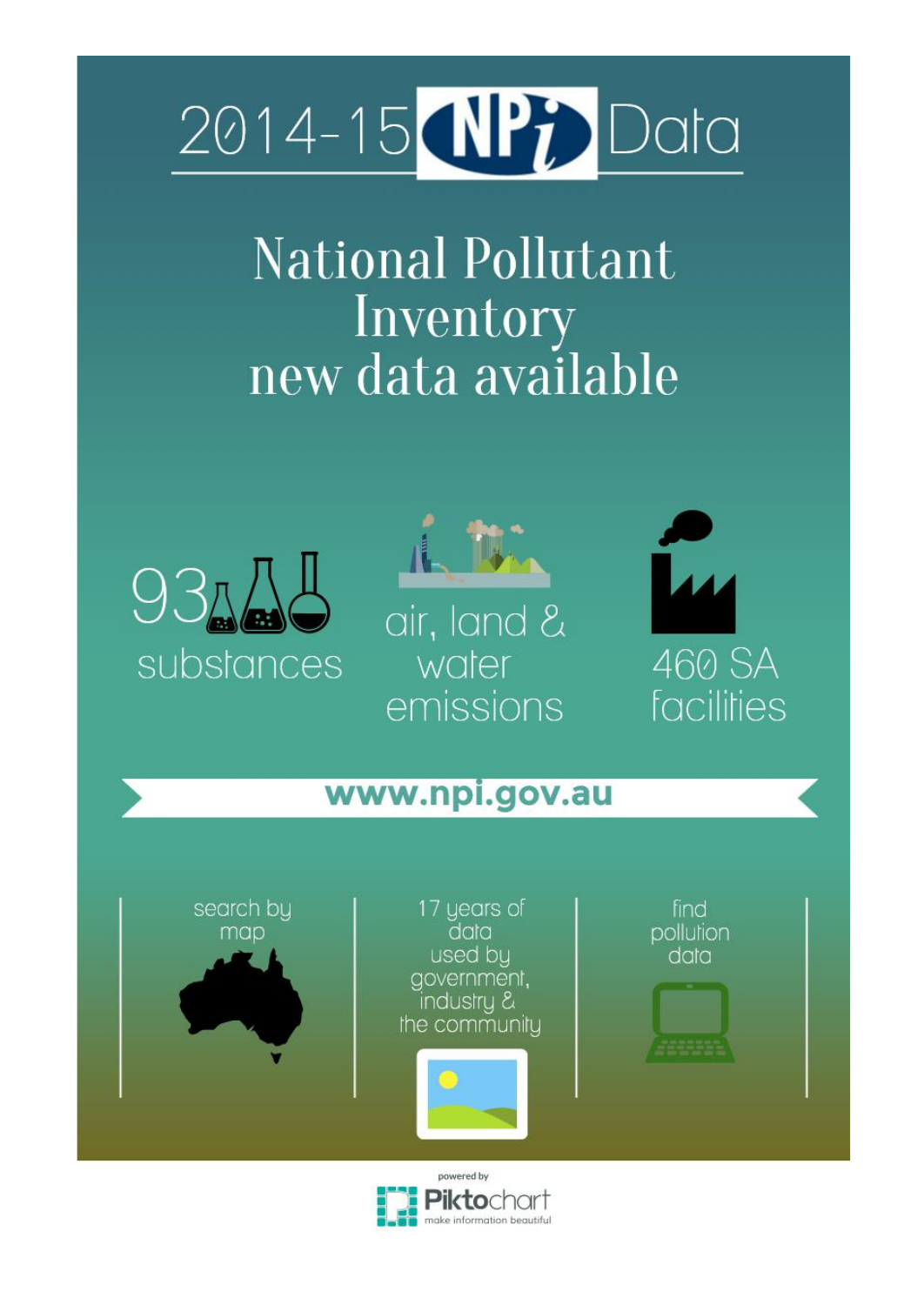# 2014-15 NPi Data

## National Pollutant Inventory new data available

93 substances

air, land & water emissions

460 SA facilities

**www.npi.gov.au**

search by map

17 years of data used by government, industry & the community

find pollution data

powered by Piktochart
make information beautiful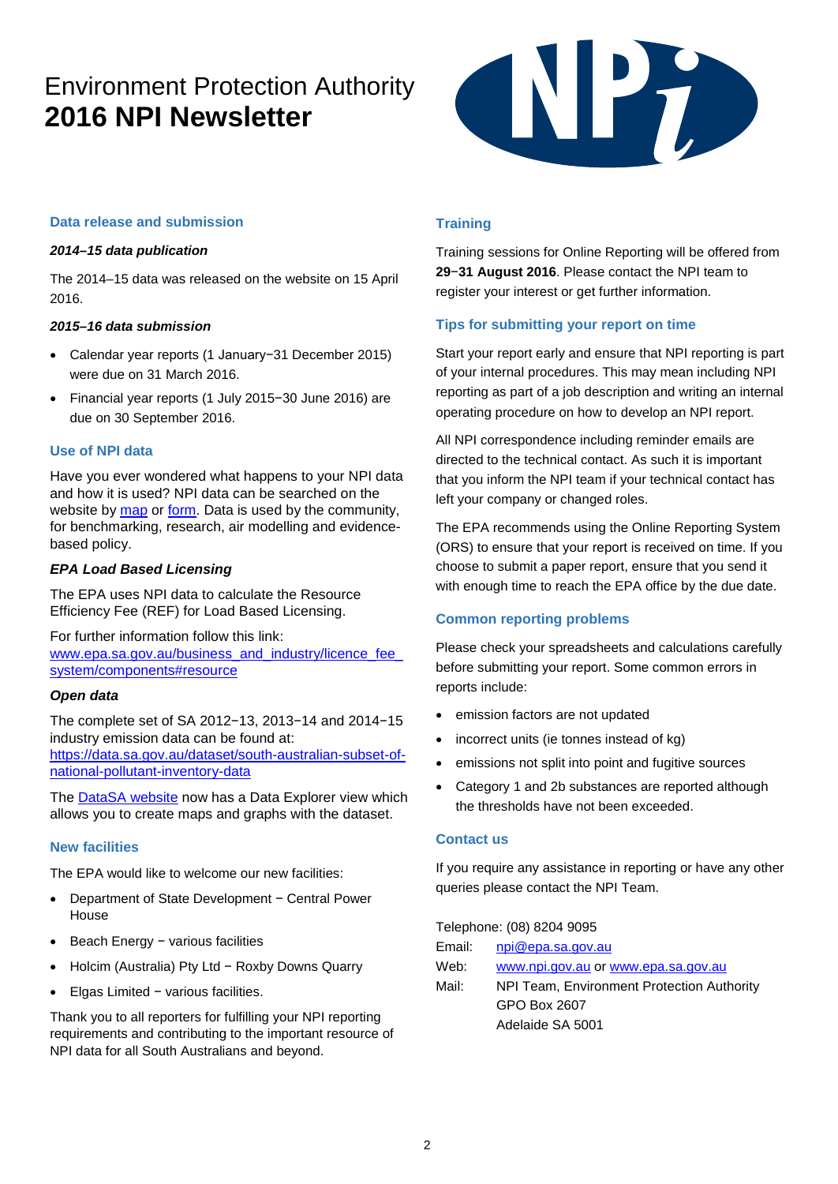# Environment Protection Authority
# **2016 NPI Newsletter**

## Data release and submission

### *2014–15 data publication*

The 2014–15 data was released on the website on 15 April 2016.

### *2015–16 data submission*

- Calendar year reports (1 January−31 December 2015) were due on 31 March 2016.
- Financial year reports (1 July 2015−30 June 2016) are due on 30 September 2016.

## Use of NPI data

Have you ever wondered what happens to your NPI data and how it is used? NPI data can be searched on the website by map or form. Data is used by the community, for benchmarking, research, air modelling and evidence-based policy.

### *EPA Load Based Licensing*

The EPA uses NPI data to calculate the Resource Efficiency Fee (REF) for Load Based Licensing.

For further information follow this link:
www.epa.sa.gov.au/business_and_industry/licence_fee_system/components#resource

### *Open data*

The complete set of SA 2012−13, 2013−14 and 2014−15 industry emission data can be found at:
https://data.sa.gov.au/dataset/south-australian-subset-of-national-pollutant-inventory-data

The DataSA website now has a Data Explorer view which allows you to create maps and graphs with the dataset.

## New facilities

The EPA would like to welcome our new facilities:

- Department of State Development − Central Power House
- Beach Energy − various facilities
- Holcim (Australia) Pty Ltd − Roxby Downs Quarry
- Elgas Limited − various facilities.

Thank you to all reporters for fulfilling your NPI reporting requirements and contributing to the important resource of NPI data for all South Australians and beyond.

## Training

Training sessions for Online Reporting will be offered from **29−31 August 2016**. Please contact the NPI team to register your interest or get further information.

## Tips for submitting your report on time

Start your report early and ensure that NPI reporting is part of your internal procedures. This may mean including NPI reporting as part of a job description and writing an internal operating procedure on how to develop an NPI report.

All NPI correspondence including reminder emails are directed to the technical contact. As such it is important that you inform the NPI team if your technical contact has left your company or changed roles.

The EPA recommends using the Online Reporting System (ORS) to ensure that your report is received on time. If you choose to submit a paper report, ensure that you send it with enough time to reach the EPA office by the due date.

## Common reporting problems

Please check your spreadsheets and calculations carefully before submitting your report. Some common errors in reports include:

- emission factors are not updated
- incorrect units (ie tonnes instead of kg)
- emissions not split into point and fugitive sources
- Category 1 and 2b substances are reported although the thresholds have not been exceeded.

## Contact us

If you require any assistance in reporting or have any other queries please contact the NPI Team.

Telephone: (08) 8204 9095
Email: npi@epa.sa.gov.au
Web: www.npi.gov.au or www.epa.sa.gov.au
Mail: NPI Team, Environment Protection Authority
GPO Box 2607
Adelaide SA 5001